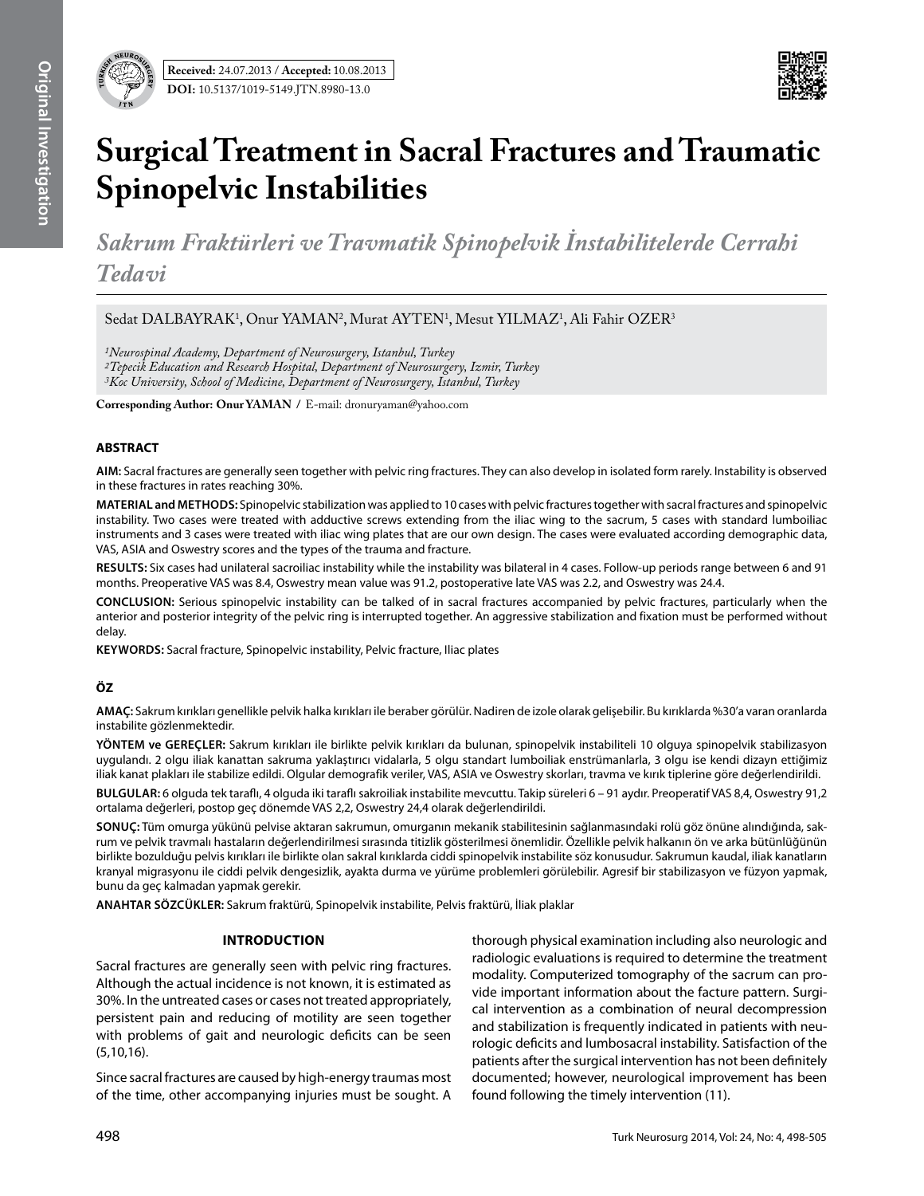Received: 24.07.2013 / Accepted: 10.08.2013

DOI: 10.5137/1019-5149.JTN.8980-13.0

# Surgical Treatment in Sacral Fractures and Traumatic Spinopelvic Instabilities

## *Sakrum Fraktürleri ve Travmatik Spinopelvik İnstabilitelerde Cerrahi Tedavi*

Sedat DALBAYRAK[1], Onur YAMAN[2], Murat AYTEN[1], Mesut YILMAZ[1], Ali Fahir OZER[3]

*[1]Neurospinal Academy, Department of Neurosurgery, Istanbul, Turkey*
*[2]Tepecik Education and Research Hospital, Department of Neurosurgery, Izmir, Turkey*
*[3]Koc University, School of Medicine, Department of Neurosurgery, Istanbul, Turkey*

**Corresponding Author: Onur YAMAN /** E-mail: dronuryaman@yahoo.com

### ABSTRACT

**AIM:** Sacral fractures are generally seen together with pelvic ring fractures. They can also develop in isolated form rarely. Instability is observed in these fractures in rates reaching 30%.

**MATERIAL and METHODS:** Spinopelvic stabilization was applied to 10 cases with pelvic fractures together with sacral fractures and spinopelvic instability. Two cases were treated with adductive screws extending from the iliac wing to the sacrum, 5 cases with standard lumboiliac instruments and 3 cases were treated with iliac wing plates that are our own design. The cases were evaluated according demographic data, VAS, ASIA and Oswestry scores and the types of the trauma and fracture.

**RESULTS:** Six cases had unilateral sacroiliac instability while the instability was bilateral in 4 cases. Follow-up periods range between 6 and 91 months. Preoperative VAS was 8.4, Oswestry mean value was 91.2, postoperative late VAS was 2.2, and Oswestry was 24.4.

**CONCLUSION:** Serious spinopelvic instability can be talked of in sacral fractures accompanied by pelvic fractures, particularly when the anterior and posterior integrity of the pelvic ring is interrupted together. An aggressive stabilization and fixation must be performed without delay.

**KEYWORDS:** Sacral fracture, Spinopelvic instability, Pelvic fracture, Iliac plates

### ÖZ

**AMAÇ:** Sakrum kırıkları genellikle pelvik halka kırıkları ile beraber görülür. Nadiren de izole olarak gelişebilir. Bu kırıklarda %30'a varan oranlarda instabilite gözlenmektedir.

**YÖNTEM ve GEREÇLER:** Sakrum kırıkları ile birlikte pelvik kırıkları da bulunan, spinopelvik instabiliteli 10 olguya spinopelvik stabilizasyon uygulandı. 2 olgu iliak kanattan sakruma yaklaştırıcı vidalarla, 5 olgu standart lumboiliak enstrümanlarla, 3 olgu ise kendi dizayn ettiğimiz iliak kanat plakları ile stabilize edildi. Olgular demografik veriler, VAS, ASIA ve Oswestry skorları, travma ve kırık tiplerine göre değerlendirildi.

**BULGULAR:** 6 olguda tek taraflı, 4 olguda iki taraflı sakroiliak instabilite mevcuttu. Takip süreleri 6 – 91 aydır. Preoperatif VAS 8,4, Oswestry 91,2 ortalama değerleri, postop geç dönemde VAS 2,2, Oswestry 24,4 olarak değerlendirildi.

**SONUÇ:** Tüm omurga yükünü pelvise aktaran sakrumun, omurganın mekanik stabilitesinin sağlanmasındaki rolü göz önüne alındığında, sakrum ve pelvik travmalı hastaların değerlendirilmesi sırasında titizlik gösterilmesi önemlidir. Özellikle pelvik halkanın ön ve arka bütünlüğünün birlikte bozulduğu pelvis kırıkları ile birlikte olan sakral kırıklarda ciddi spinopelvik instabilite söz konusudur. Sakrumun kaudal, iliak kanatların kranyal migrasyonu ile ciddi pelvik dengesizlik, ayakta durma ve yürüme problemleri görülebilir. Agresif bir stabilizasyon ve füzyon yapmak, bunu da geç kalmadan yapmak gerekir.

**ANAHTAR SÖZCÜKLER:** Sakrum fraktürü, Spinopelvik instabilite, Pelvis fraktürü, İliak plaklar

### INTRODUCTION

Sacral fractures are generally seen with pelvic ring fractures. Although the actual incidence is not known, it is estimated as 30%. In the untreated cases or cases not treated appropriately, persistent pain and reducing of motility are seen together with problems of gait and neurologic deficits can be seen (5,10,16).

Since sacral fractures are caused by high-energy traumas most of the time, other accompanying injuries must be sought. A thorough physical examination including also neurologic and radiologic evaluations is required to determine the treatment modality. Computerized tomography of the sacrum can provide important information about the facture pattern. Surgical intervention as a combination of neural decompression and stabilization is frequently indicated in patients with neurologic deficits and lumbosacral instability. Satisfaction of the patients after the surgical intervention has not been definitely documented; however, neurological improvement has been found following the timely intervention (11).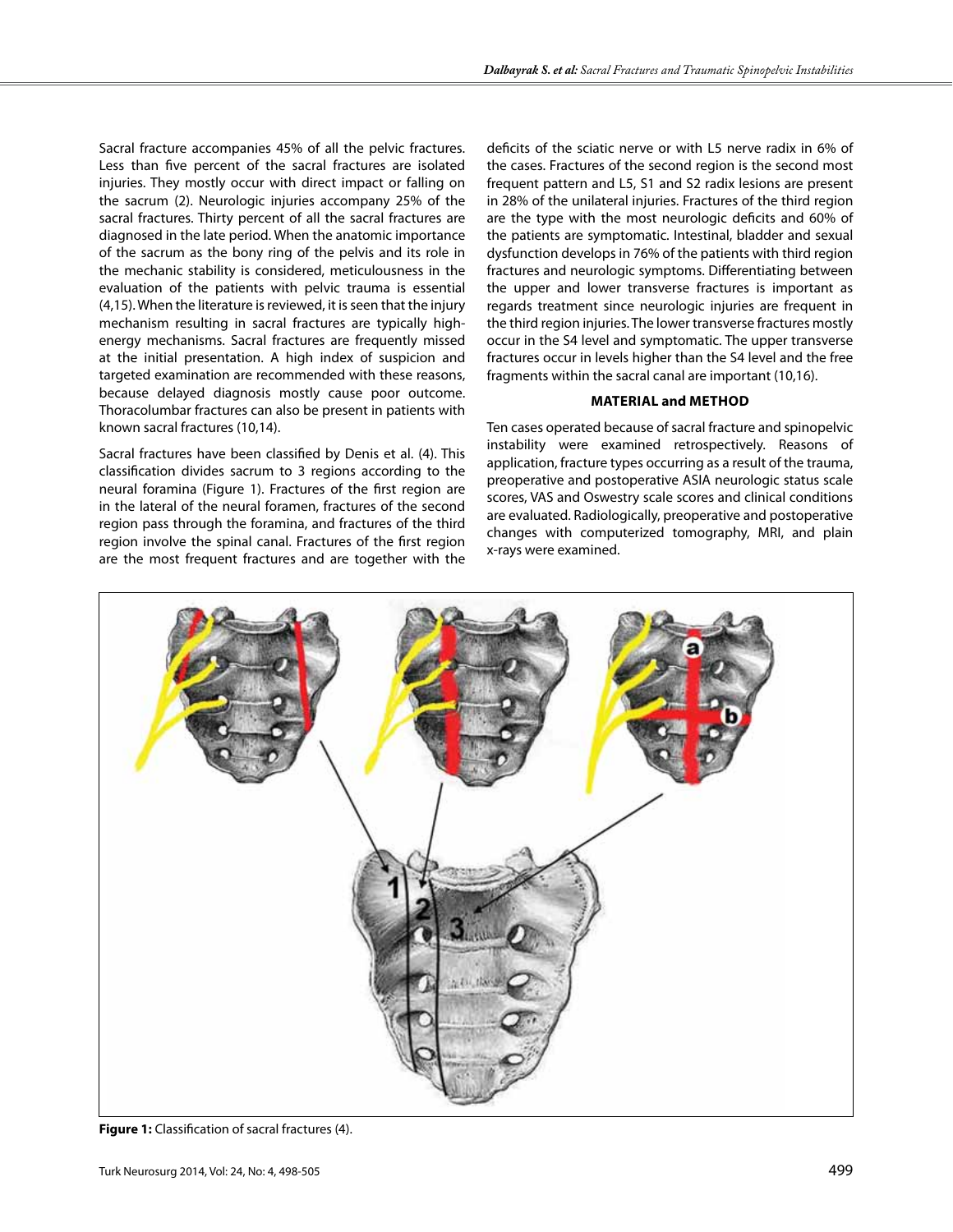Sacral fracture accompanies 45% of all the pelvic fractures. Less than five percent of the sacral fractures are isolated injuries. They mostly occur with direct impact or falling on the sacrum (2). Neurologic injuries accompany 25% of the sacral fractures. Thirty percent of all the sacral fractures are diagnosed in the late period. When the anatomic importance of the sacrum as the bony ring of the pelvis and its role in the mechanic stability is considered, meticulousness in the evaluation of the patients with pelvic trauma is essential (4,15). When the literature is reviewed, it is seen that the injury mechanism resulting in sacral fractures are typically high-energy mechanisms. Sacral fractures are frequently missed at the initial presentation. A high index of suspicion and targeted examination are recommended with these reasons, because delayed diagnosis mostly cause poor outcome. Thoracolumbar fractures can also be present in patients with known sacral fractures (10,14).

Sacral fractures have been classified by Denis et al. (4). This classification divides sacrum to 3 regions according to the neural foramina (Figure 1). Fractures of the first region are in the lateral of the neural foramen, fractures of the second region pass through the foramina, and fractures of the third region involve the spinal canal. Fractures of the first region are the most frequent fractures and are together with the deficits of the sciatic nerve or with L5 nerve radix in 6% of the cases. Fractures of the second region is the second most frequent pattern and L5, S1 and S2 radix lesions are present in 28% of the unilateral injuries. Fractures of the third region are the type with the most neurologic deficits and 60% of the patients are symptomatic. Intestinal, bladder and sexual dysfunction develops in 76% of the patients with third region fractures and neurologic symptoms. Differentiating between the upper and lower transverse fractures is important as regards treatment since neurologic injuries are frequent in the third region injuries. The lower transverse fractures mostly occur in the S4 level and symptomatic. The upper transverse fractures occur in levels higher than the S4 level and the free fragments within the sacral canal are important (10,16).

## MATERIAL and METHOD

Ten cases operated because of sacral fracture and spinopelvic instability were examined retrospectively. Reasons of application, fracture types occurring as a result of the trauma, preoperative and postoperative ASIA neurologic status scale scores, VAS and Oswestry scale scores and clinical conditions are evaluated. Radiologically, preoperative and postoperative changes with computerized tomography, MRI, and plain x-rays were examined.

**Figure 1:** Classification of sacral fractures (4).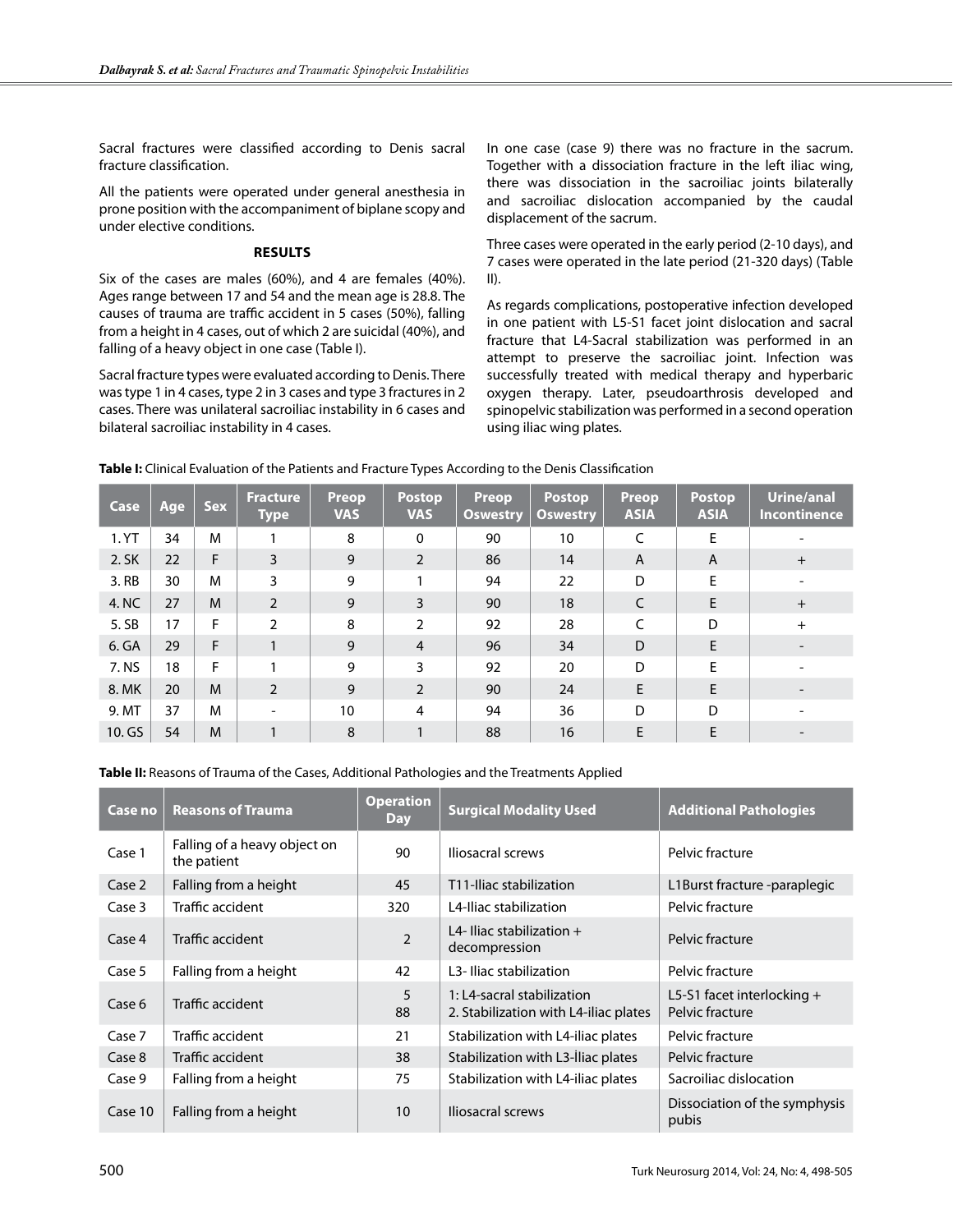Sacral fractures were classified according to Denis sacral fracture classification.

All the patients were operated under general anesthesia in prone position with the accompaniment of biplane scopy and under elective conditions.

## RESULTS

Six of the cases are males (60%), and 4 are females (40%). Ages range between 17 and 54 and the mean age is 28.8. The causes of trauma are traffic accident in 5 cases (50%), falling from a height in 4 cases, out of which 2 are suicidal (40%), and falling of a heavy object in one case (Table I).

Sacral fracture types were evaluated according to Denis. There was type 1 in 4 cases, type 2 in 3 cases and type 3 fractures in 2 cases. There was unilateral sacroiliac instability in 6 cases and bilateral sacroiliac instability in 4 cases.

In one case (case 9) there was no fracture in the sacrum. Together with a dissociation fracture in the left iliac wing, there was dissociation in the sacroiliac joints bilaterally and sacroiliac dislocation accompanied by the caudal displacement of the sacrum.

Three cases were operated in the early period (2-10 days), and 7 cases were operated in the late period (21-320 days) (Table II).

As regards complications, postoperative infection developed in one patient with L5-S1 facet joint dislocation and sacral fracture that L4-Sacral stabilization was performed in an attempt to preserve the sacroiliac joint. Infection was successfully treated with medical therapy and hyperbaric oxygen therapy. Later, pseudoarthrosis developed and spinopelvic stabilization was performed in a second operation using iliac wing plates.

**Table I:** Clinical Evaluation of the Patients and Fracture Types According to the Denis Classification

| Case | Age | Sex | Fracture Type | Preop VAS | Postop VAS | Preop Oswestry | Postop Oswestry | Preop ASIA | Postop ASIA | Urine/anal Incontinence |
|---|---|---|---|---|---|---|---|---|---|---|
| 1. YT | 34 | M | 1 | 8 | 0 | 90 | 10 | C | E | - |
| 2. SK | 22 | F | 3 | 9 | 2 | 86 | 14 | A | A | + |
| 3. RB | 30 | M | 3 | 9 | 1 | 94 | 22 | D | E | - |
| 4. NC | 27 | M | 2 | 9 | 3 | 90 | 18 | C | E | + |
| 5. SB | 17 | F | 2 | 8 | 2 | 92 | 28 | C | D | + |
| 6. GA | 29 | F | 1 | 9 | 4 | 96 | 34 | D | E | - |
| 7. NS | 18 | F | 1 | 9 | 3 | 92 | 20 | D | E | - |
| 8. MK | 20 | M | 2 | 9 | 2 | 90 | 24 | E | E | - |
| 9. MT | 37 | M | - | 10 | 4 | 94 | 36 | D | D | - |
| 10. GS | 54 | M | 1 | 8 | 1 | 88 | 16 | E | E | - |

**Table II:** Reasons of Trauma of the Cases, Additional Pathologies and the Treatments Applied

| Case no | Reasons of Trauma | Operation Day | Surgical Modality Used | Additional Pathologies |
|---|---|---|---|---|
| Case 1 | Falling of a heavy object on the patient | 90 | Iliosacral screws | Pelvic fracture |
| Case 2 | Falling from a height | 45 | T11-Iliac stabilization | L1Burst fracture -paraplegic |
| Case 3 | Traffic accident | 320 | L4-Iliac stabilization | Pelvic fracture |
| Case 4 | Traffic accident | 2 | L4- Iliac stabilization + decompression | Pelvic fracture |
| Case 5 | Falling from a height | 42 | L3- Iliac stabilization | Pelvic fracture |
| Case 6 | Traffic accident | 5<br>88 | 1: L4-sacral stabilization<br>2. Stabilization with L4-iliac plates | L5-S1 facet interlocking + Pelvic fracture |
| Case 7 | Traffic accident | 21 | Stabilization with L4-iliac plates | Pelvic fracture |
| Case 8 | Traffic accident | 38 | Stabilization with L3-İliac plates | Pelvic fracture |
| Case 9 | Falling from a height | 75 | Stabilization with L4-iliac plates | Sacroiliac dislocation |
| Case 10 | Falling from a height | 10 | Iliosacral screws | Dissociation of the symphysis pubis |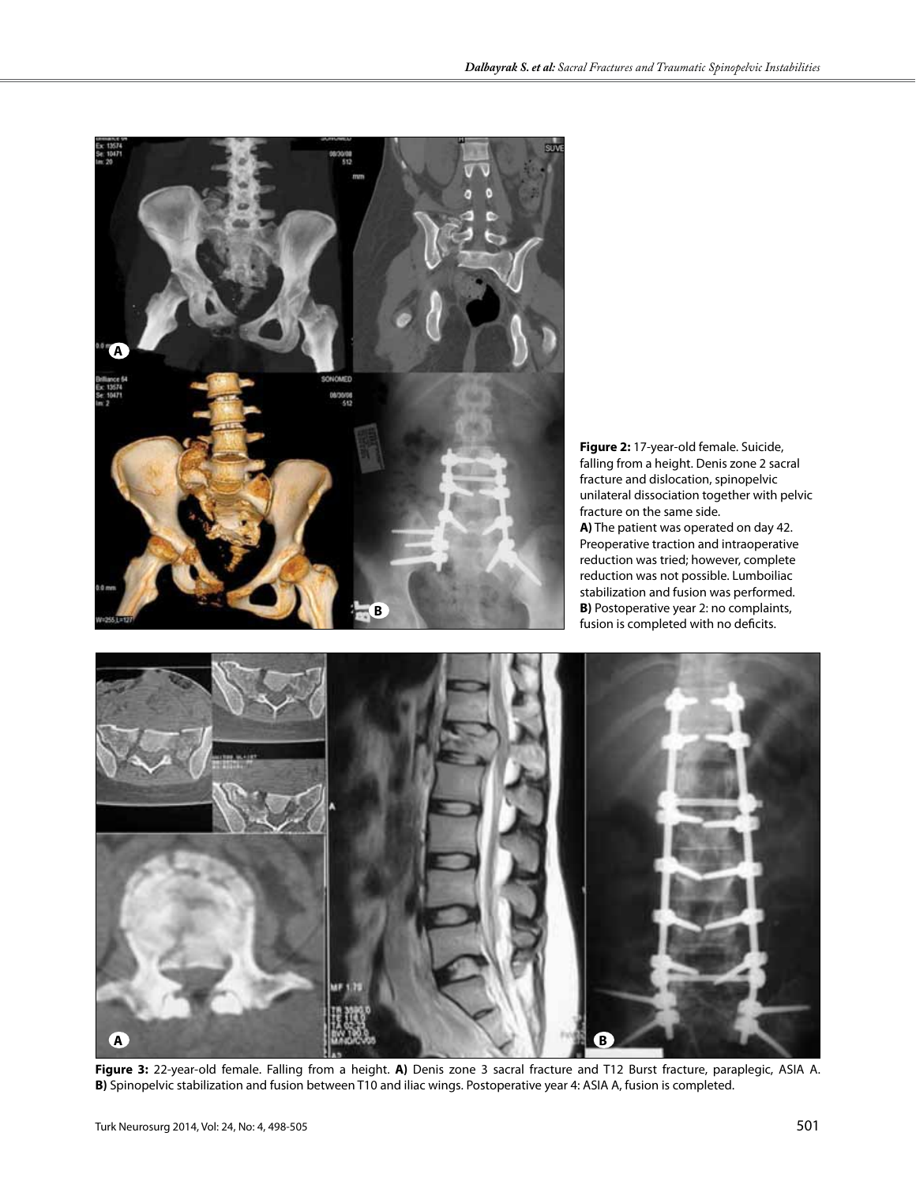**Figure 2:** 17-year-old female. Suicide, falling from a height. Denis zone 2 sacral fracture and dislocation, spinopelvic unilateral dissociation together with pelvic fracture on the same side.
**A)** The patient was operated on day 42. Preoperative traction and intraoperative reduction was tried; however, complete reduction was not possible. Lumboiliac stabilization and fusion was performed.
**B)** Postoperative year 2: no complaints, fusion is completed with no deficits.

**Figure 3:** 22-year-old female. Falling from a height. **A)** Denis zone 3 sacral fracture and T12 Burst fracture, paraplegic, ASIA A. **B)** Spinopelvic stabilization and fusion between T10 and iliac wings. Postoperative year 4: ASIA A, fusion is completed.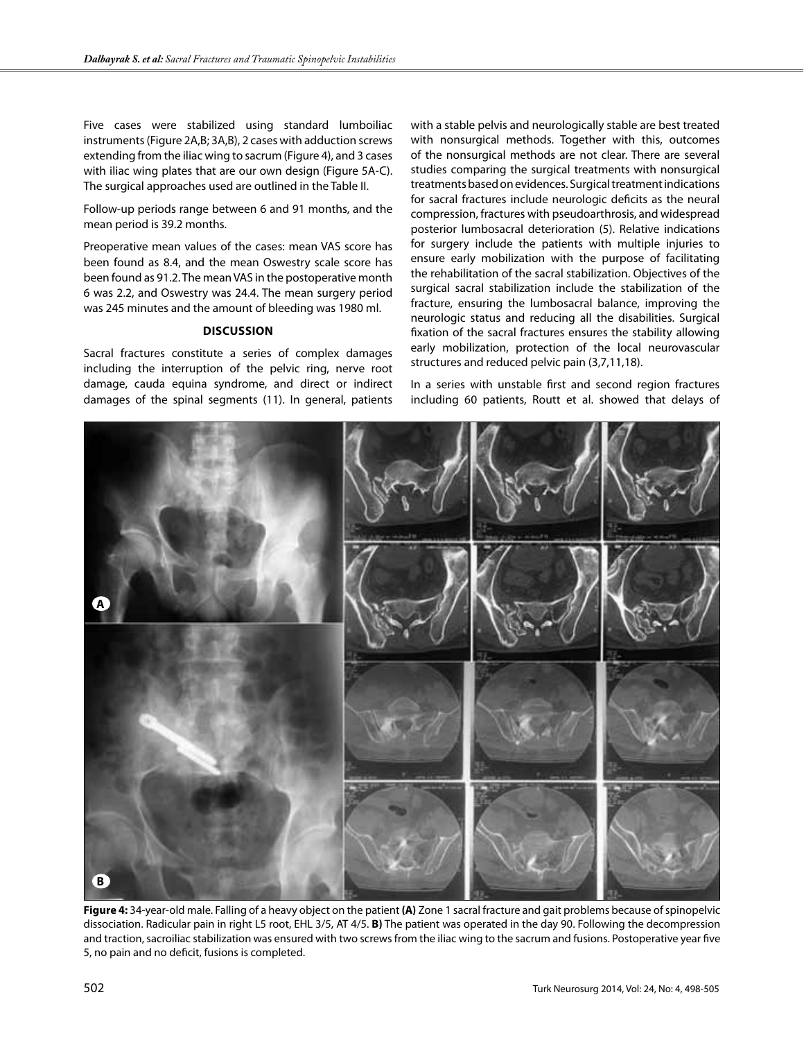Five cases were stabilized using standard lumboiliac instruments (Figure 2A,B; 3A,B), 2 cases with adduction screws extending from the iliac wing to sacrum (Figure 4), and 3 cases with iliac wing plates that are our own design (Figure 5A-C). The surgical approaches used are outlined in the Table II.

Follow-up periods range between 6 and 91 months, and the mean period is 39.2 months.

Preoperative mean values of the cases: mean VAS score has been found as 8.4, and the mean Oswestry scale score has been found as 91.2. The mean VAS in the postoperative month 6 was 2.2, and Oswestry was 24.4. The mean surgery period was 245 minutes and the amount of bleeding was 1980 ml.

## DISCUSSION

Sacral fractures constitute a series of complex damages including the interruption of the pelvic ring, nerve root damage, cauda equina syndrome, and direct or indirect damages of the spinal segments (11). In general, patients with a stable pelvis and neurologically stable are best treated with nonsurgical methods. Together with this, outcomes of the nonsurgical methods are not clear. There are several studies comparing the surgical treatments with nonsurgical treatments based on evidences. Surgical treatment indications for sacral fractures include neurologic deficits as the neural compression, fractures with pseudoarthrosis, and widespread posterior lumbosacral deterioration (5). Relative indications for surgery include the patients with multiple injuries to ensure early mobilization with the purpose of facilitating the rehabilitation of the sacral stabilization. Objectives of the surgical sacral stabilization include the stabilization of the fracture, ensuring the lumbosacral balance, improving the neurologic status and reducing all the disabilities. Surgical fixation of the sacral fractures ensures the stability allowing early mobilization, protection of the local neurovascular structures and reduced pelvic pain (3,7,11,18).

In a series with unstable first and second region fractures including 60 patients, Routt et al. showed that delays of

**Figure 4:** 34-year-old male. Falling of a heavy object on the patient **(A)** Zone 1 sacral fracture and gait problems because of spinopelvic dissociation. Radicular pain in right L5 root, EHL 3/5, AT 4/5. **B)** The patient was operated in the day 90. Following the decompression and traction, sacroiliac stabilization was ensured with two screws from the iliac wing to the sacrum and fusions. Postoperative year five 5, no pain and no deficit, fusions is completed.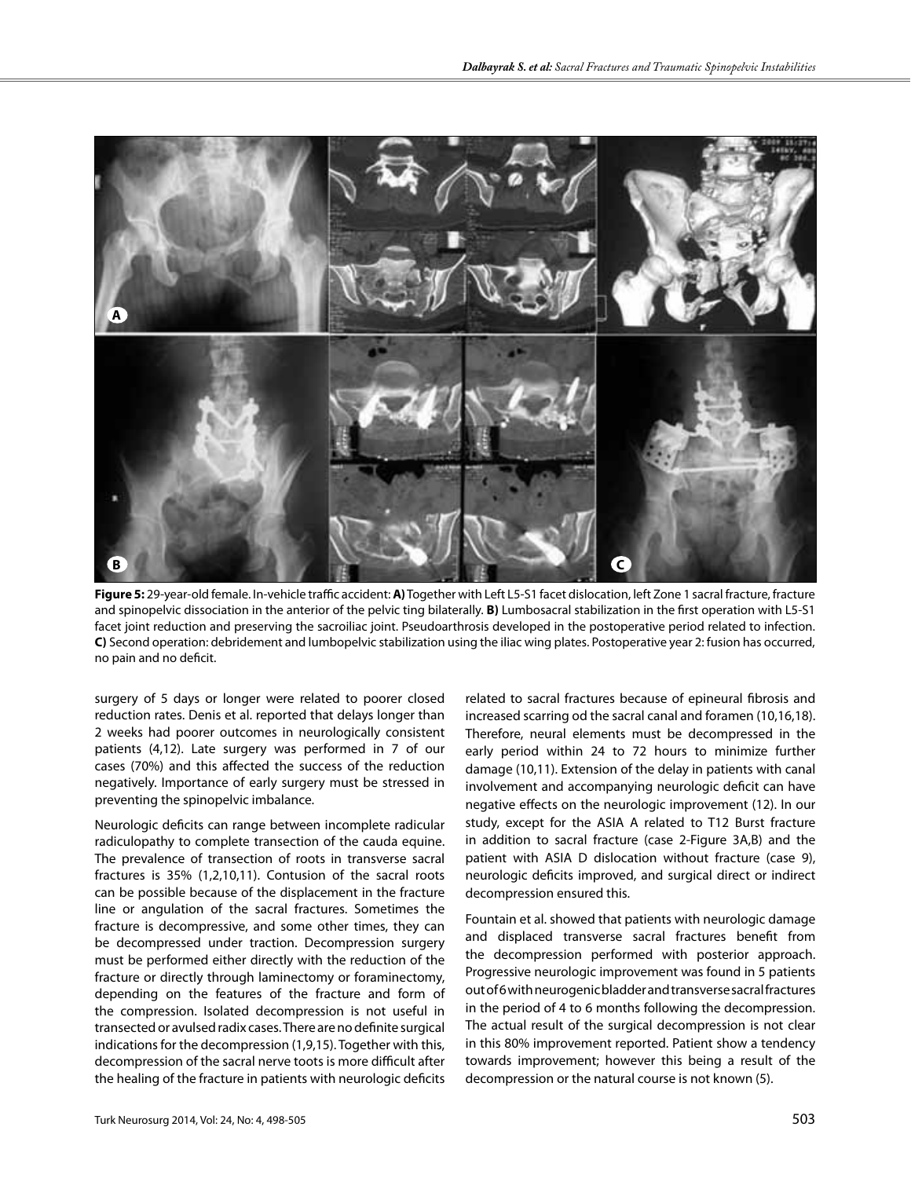**Figure 5:** 29-year-old female. In-vehicle traffic accident: **A)** Together with Left L5-S1 facet dislocation, left Zone 1 sacral fracture, fracture and spinopelvic dissociation in the anterior of the pelvic ting bilaterally. **B)** Lumbosacral stabilization in the first operation with L5-S1 facet joint reduction and preserving the sacroiliac joint. Pseudoarthrosis developed in the postoperative period related to infection. **C)** Second operation: debridement and lumbopelvic stabilization using the iliac wing plates. Postoperative year 2: fusion has occurred, no pain and no deficit.

surgery of 5 days or longer were related to poorer closed reduction rates. Denis et al. reported that delays longer than 2 weeks had poorer outcomes in neurologically consistent patients (4,12). Late surgery was performed in 7 of our cases (70%) and this affected the success of the reduction negatively. Importance of early surgery must be stressed in preventing the spinopelvic imbalance.

Neurologic deficits can range between incomplete radicular radiculopathy to complete transection of the cauda equine. The prevalence of transection of roots in transverse sacral fractures is 35% (1,2,10,11). Contusion of the sacral roots can be possible because of the displacement in the fracture line or angulation of the sacral fractures. Sometimes the fracture is decompressive, and some other times, they can be decompressed under traction. Decompression surgery must be performed either directly with the reduction of the fracture or directly through laminectomy or foraminectomy, depending on the features of the fracture and form of the compression. Isolated decompression is not useful in transected or avulsed radix cases. There are no definite surgical indications for the decompression (1,9,15). Together with this, decompression of the sacral nerve toots is more difficult after the healing of the fracture in patients with neurologic deficits related to sacral fractures because of epineural fibrosis and increased scarring od the sacral canal and foramen (10,16,18). Therefore, neural elements must be decompressed in the early period within 24 to 72 hours to minimize further damage (10,11). Extension of the delay in patients with canal involvement and accompanying neurologic deficit can have negative effects on the neurologic improvement (12). In our study, except for the ASIA A related to T12 Burst fracture in addition to sacral fracture (case 2-Figure 3A,B) and the patient with ASIA D dislocation without fracture (case 9), neurologic deficits improved, and surgical direct or indirect decompression ensured this.

Fountain et al. showed that patients with neurologic damage and displaced transverse sacral fractures benefit from the decompression performed with posterior approach. Progressive neurologic improvement was found in 5 patients out of 6 with neurogenic bladder and transverse sacral fractures in the period of 4 to 6 months following the decompression. The actual result of the surgical decompression is not clear in this 80% improvement reported. Patient show a tendency towards improvement; however this being a result of the decompression or the natural course is not known (5).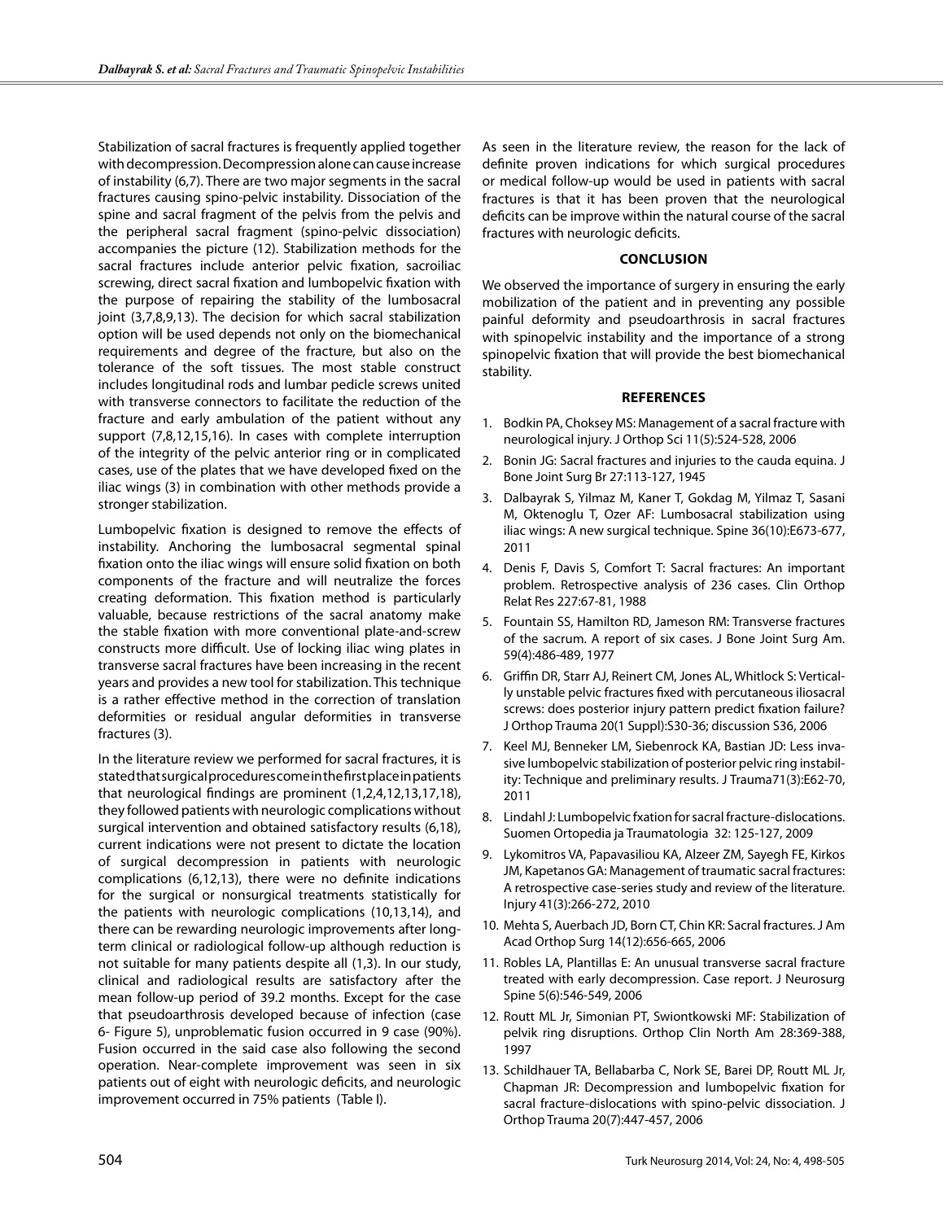Stabilization of sacral fractures is frequently applied together with decompression. Decompression alone can cause increase of instability (6,7). There are two major segments in the sacral fractures causing spino-pelvic instability. Dissociation of the spine and sacral fragment of the pelvis from the pelvis and the peripheral sacral fragment (spino-pelvic dissociation) accompanies the picture (12). Stabilization methods for the sacral fractures include anterior pelvic fixation, sacroiliac screwing, direct sacral fixation and lumbopelvic fixation with the purpose of repairing the stability of the lumbosacral joint (3,7,8,9,13). The decision for which sacral stabilization option will be used depends not only on the biomechanical requirements and degree of the fracture, but also on the tolerance of the soft tissues. The most stable construct includes longitudinal rods and lumbar pedicle screws united with transverse connectors to facilitate the reduction of the fracture and early ambulation of the patient without any support (7,8,12,15,16). In cases with complete interruption of the integrity of the pelvic anterior ring or in complicated cases, use of the plates that we have developed fixed on the iliac wings (3) in combination with other methods provide a stronger stabilization.

Lumbopelvic fixation is designed to remove the effects of instability. Anchoring the lumbosacral segmental spinal fixation onto the iliac wings will ensure solid fixation on both components of the fracture and will neutralize the forces creating deformation. This fixation method is particularly valuable, because restrictions of the sacral anatomy make the stable fixation with more conventional plate-and-screw constructs more difficult. Use of locking iliac wing plates in transverse sacral fractures have been increasing in the recent years and provides a new tool for stabilization. This technique is a rather effective method in the correction of translation deformities or residual angular deformities in transverse fractures (3).

In the literature review we performed for sacral fractures, it is stated that surgical procedures come in the first place in patients that neurological findings are prominent (1,2,4,12,13,17,18), they followed patients with neurologic complications without surgical intervention and obtained satisfactory results (6,18), current indications were not present to dictate the location of surgical decompression in patients with neurologic complications (6,12,13), there were no definite indications for the surgical or nonsurgical treatments statistically for the patients with neurologic complications (10,13,14), and there can be rewarding neurologic improvements after long-term clinical or radiological follow-up although reduction is not suitable for many patients despite all (1,3). In our study, clinical and radiological results are satisfactory after the mean follow-up period of 39.2 months. Except for the case that pseudoarthrosis developed because of infection (case 6- Figure 5), unproblematic fusion occurred in 9 case (90%). Fusion occurred in the said case also following the second operation. Near-complete improvement was seen in six patients out of eight with neurologic deficits, and neurologic improvement occurred in 75% patients (Table I).

As seen in the literature review, the reason for the lack of definite proven indications for which surgical procedures or medical follow-up would be used in patients with sacral fractures is that it has been proven that the neurological deficits can be improve within the natural course of the sacral fractures with neurologic deficits.

## CONCLUSION

We observed the importance of surgery in ensuring the early mobilization of the patient and in preventing any possible painful deformity and pseudoarthrosis in sacral fractures with spinopelvic instability and the importance of a strong spinopelvic fixation that will provide the best biomechanical stability.

## REFERENCES

1. Bodkin PA, Choksey MS: Management of a sacral fracture with neurological injury. J Orthop Sci 11(5):524-528, 2006
2. Bonin JG: Sacral fractures and injuries to the cauda equina. J Bone Joint Surg Br 27:113-127, 1945
3. Dalbayrak S, Yilmaz M, Kaner T, Gokdag M, Yilmaz T, Sasani M, Oktenoglu T, Ozer AF: Lumbosacral stabilization using iliac wings: A new surgical technique. Spine 36(10):E673-677, 2011
4. Denis F, Davis S, Comfort T: Sacral fractures: An important problem. Retrospective analysis of 236 cases. Clin Orthop Relat Res 227:67-81, 1988
5. Fountain SS, Hamilton RD, Jameson RM: Transverse fractures of the sacrum. A report of six cases. J Bone Joint Surg Am. 59(4):486-489, 1977
6. Griffin DR, Starr AJ, Reinert CM, Jones AL, Whitlock S: Vertically unstable pelvic fractures fixed with percutaneous iliosacral screws: does posterior injury pattern predict fixation failure? J Orthop Trauma 20(1 Suppl):S30-36; discussion S36, 2006
7. Keel MJ, Benneker LM, Siebenrock KA, Bastian JD: Less invasive lumbopelvic stabilization of posterior pelvic ring instability: Technique and preliminary results. J Trauma71(3):E62-70, 2011
8. Lindahl J: Lumbopelvic fxation for sacral fracture-dislocations. Suomen Ortopedia ja Traumatologia 32: 125-127, 2009
9. Lykomitros VA, Papavasiliou KA, Alzeer ZM, Sayegh FE, Kirkos JM, Kapetanos GA: Management of traumatic sacral fractures: A retrospective case-series study and review of the literature. Injury 41(3):266-272, 2010
10. Mehta S, Auerbach JD, Born CT, Chin KR: Sacral fractures. J Am Acad Orthop Surg 14(12):656-665, 2006
11. Robles LA, Plantillas E: An unusual transverse sacral fracture treated with early decompression. Case report. J Neurosurg Spine 5(6):546-549, 2006
12. Routt ML Jr, Simonian PT, Swiontkowski MF: Stabilization of pelvik ring disruptions. Orthop Clin North Am 28:369-388, 1997
13. Schildhauer TA, Bellabarba C, Nork SE, Barei DP, Routt ML Jr, Chapman JR: Decompression and lumbopelvic fixation for sacral fracture-dislocations with spino-pelvic dissociation. J Orthop Trauma 20(7):447-457, 2006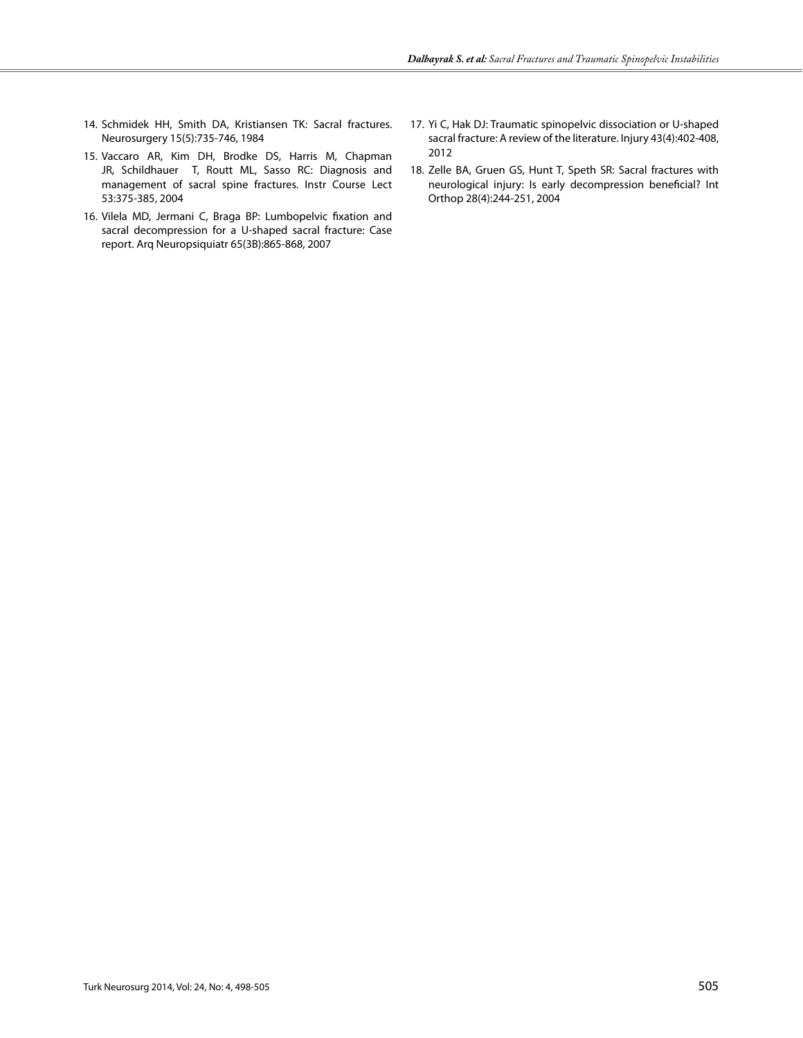14. Schmidek HH, Smith DA, Kristiansen TK: Sacral fractures. Neurosurgery 15(5):735-746, 1984
15. Vaccaro AR, Kim DH, Brodke DS, Harris M, Chapman JR, Schildhauer T, Routt ML, Sasso RC: Diagnosis and management of sacral spine fractures. Instr Course Lect 53:375-385, 2004
16. Vilela MD, Jermani C, Braga BP: Lumbopelvic fixation and sacral decompression for a U-shaped sacral fracture: Case report. Arq Neuropsiquiatr 65(3B):865-868, 2007
17. Yi C, Hak DJ: Traumatic spinopelvic dissociation or U-shaped sacral fracture: A review of the literature. Injury 43(4):402-408, 2012
18. Zelle BA, Gruen GS, Hunt T, Speth SR: Sacral fractures with neurological injury: Is early decompression beneficial? Int Orthop 28(4):244-251, 2004